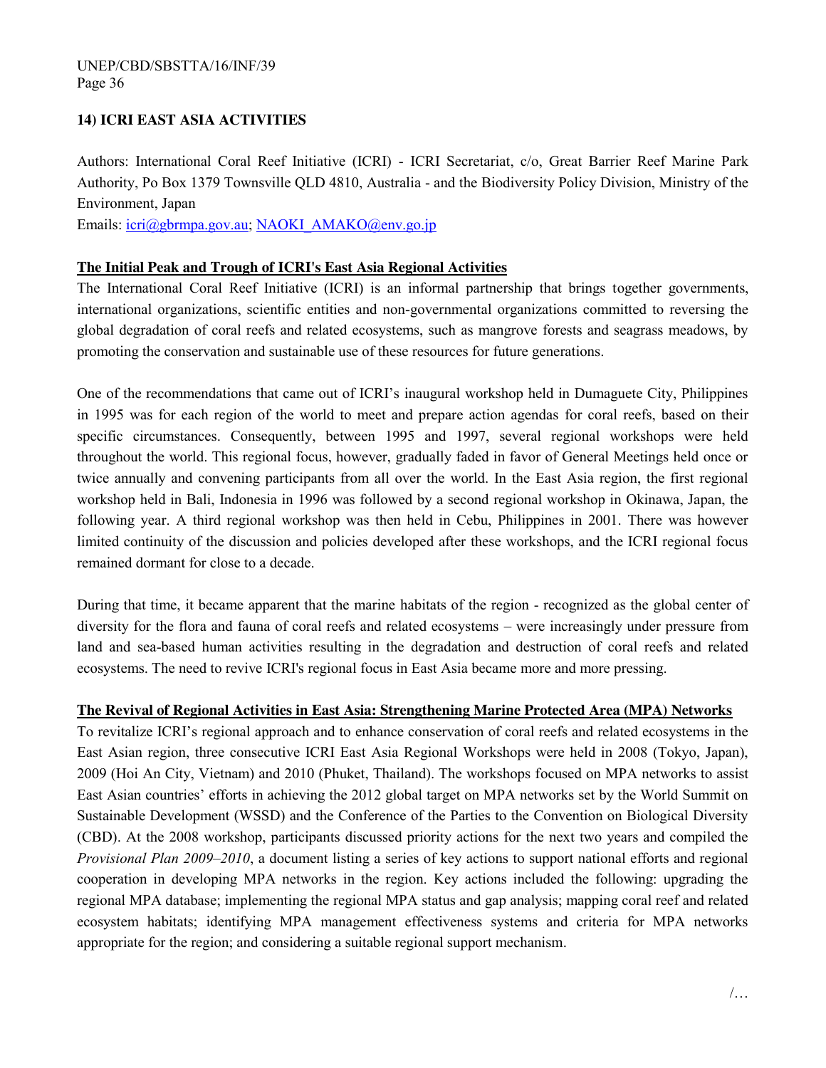## 14) ICRI EAST ASIA ACTIVITIES

Authors: International Coral Reef Initiative (ICRI) - ICRI Secretariat, c/o, Great Barrier Reef Marine Park Authority, Po Box 1379 Townsville QLD 4810, Australia - and the Biodiversity Policy Division, Ministry of the Environment, Japan

Emails: icri@gbrmpa.gov.au; NAOKI_AMAKO@env.go.jp

### The Initial Peak and Trough of ICRI's East Asia Regional Activities

The International Coral Reef Initiative (ICRI) is an informal partnership that brings together governments, international organizations, scientific entities and non-governmental organizations committed to reversing the global degradation of coral reefs and related ecosystems, such as mangrove forests and seagrass meadows, by promoting the conservation and sustainable use of these resources for future generations.

One of the recommendations that came out of ICRI's inaugural workshop held in Dumaguete City, Philippines in 1995 was for each region of the world to meet and prepare action agendas for coral reefs, based on their specific circumstances. Consequently, between 1995 and 1997, several regional workshops were held throughout the world. This regional focus, however, gradually faded in favor of General Meetings held once or twice annually and convening participants from all over the world. In the East Asia region, the first regional workshop held in Bali, Indonesia in 1996 was followed by a second regional workshop in Okinawa, Japan, the following year. A third regional workshop was then held in Cebu, Philippines in 2001. There was however limited continuity of the discussion and policies developed after these workshops, and the ICRI regional focus remained dormant for close to a decade.

During that time, it became apparent that the marine habitats of the region - recognized as the global center of diversity for the flora and fauna of coral reefs and related ecosystems – were increasingly under pressure from land and sea-based human activities resulting in the degradation and destruction of coral reefs and related ecosystems. The need to revive ICRI's regional focus in East Asia became more and more pressing.

### The Revival of Regional Activities in East Asia: Strengthening Marine Protected Area (MPA) Networks

To revitalize ICRI's regional approach and to enhance conservation of coral reefs and related ecosystems in the East Asian region, three consecutive ICRI East Asia Regional Workshops were held in 2008 (Tokyo, Japan), 2009 (Hoi An City, Vietnam) and 2010 (Phuket, Thailand). The workshops focused on MPA networks to assist East Asian countries' efforts in achieving the 2012 global target on MPA networks set by the World Summit on Sustainable Development (WSSD) and the Conference of the Parties to the Convention on Biological Diversity (CBD). At the 2008 workshop, participants discussed priority actions for the next two years and compiled the *Provisional Plan 2009–2010*, a document listing a series of key actions to support national efforts and regional cooperation in developing MPA networks in the region. Key actions included the following: upgrading the regional MPA database; implementing the regional MPA status and gap analysis; mapping coral reef and related ecosystem habitats; identifying MPA management effectiveness systems and criteria for MPA networks appropriate for the region; and considering a suitable regional support mechanism.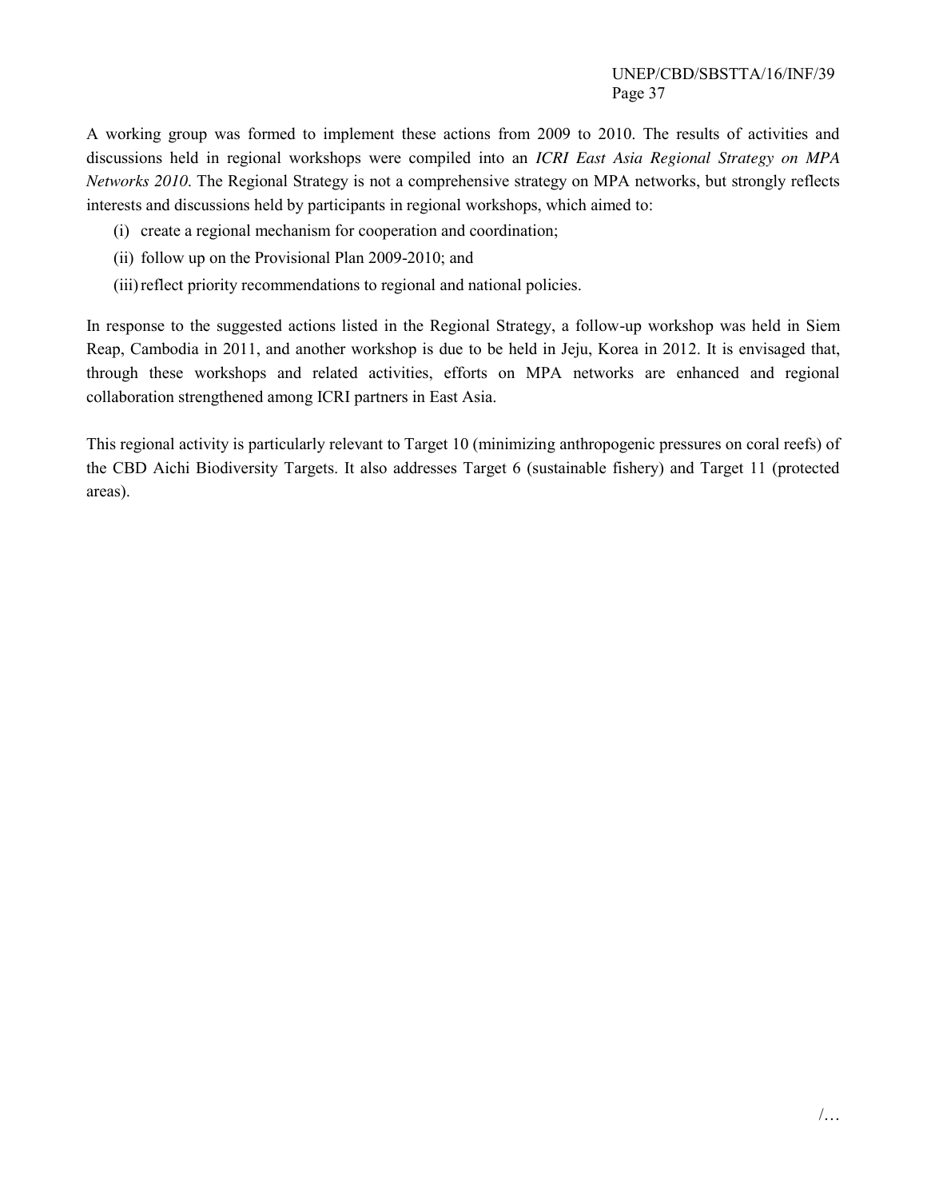A working group was formed to implement these actions from 2009 to 2010. The results of activities and discussions held in regional workshops were compiled into an *ICRI East Asia Regional Strategy on MPA Networks 2010*. The Regional Strategy is not a comprehensive strategy on MPA networks, but strongly reflects interests and discussions held by participants in regional workshops, which aimed to:

(i) create a regional mechanism for cooperation and coordination;

(ii) follow up on the Provisional Plan 2009-2010; and

(iii) reflect priority recommendations to regional and national policies.

In response to the suggested actions listed in the Regional Strategy, a follow-up workshop was held in Siem Reap, Cambodia in 2011, and another workshop is due to be held in Jeju, Korea in 2012. It is envisaged that, through these workshops and related activities, efforts on MPA networks are enhanced and regional collaboration strengthened among ICRI partners in East Asia.

This regional activity is particularly relevant to Target 10 (minimizing anthropogenic pressures on coral reefs) of the CBD Aichi Biodiversity Targets. It also addresses Target 6 (sustainable fishery) and Target 11 (protected areas).